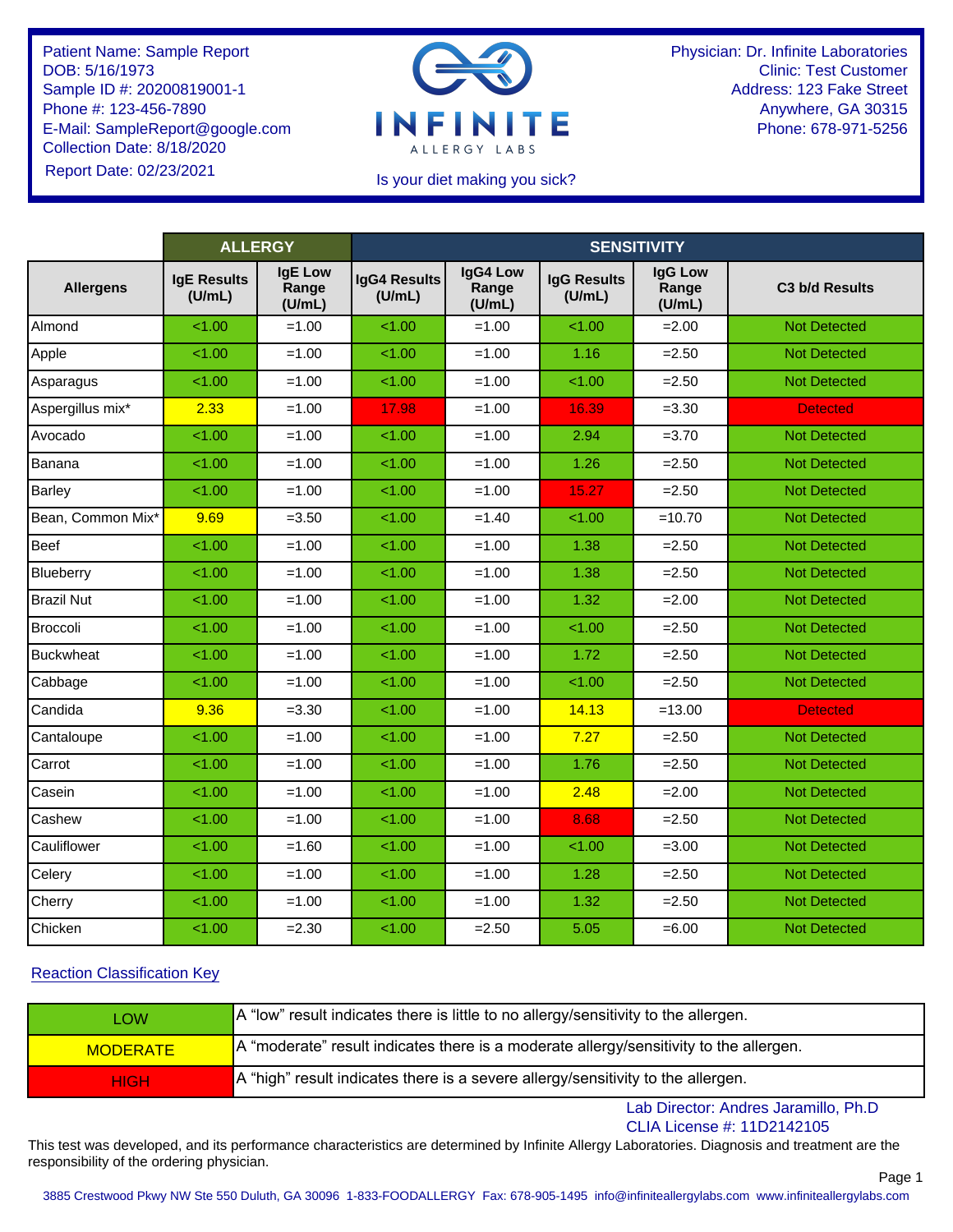Patient Name: Sample Report
DOB: 5/16/1973
Sample ID #: 20200819001-1
Phone #: 123-456-7890
E-Mail: SampleReport@google.com
Collection Date: 8/18/2020
Report Date: 02/23/2021

INFINITE
ALLERGY LABS

Is your diet making you sick?

Physician: Dr. Infinite Laboratories
Clinic: Test Customer
Address: 123 Fake Street
Anywhere, GA 30315
Phone: 678-971-5256

| | ALLERGY | | SENSITIVITY | | | | |
|---|---|---|---|---|---|---|---|
| Allergens | IgE Results (U/mL) | IgE Low Range (U/mL) | IgG4 Results (U/mL) | IgG4 Low Range (U/mL) | IgG Results (U/mL) | IgG Low Range (U/mL) | C3 b/d Results |
| Almond | <1.00 | =1.00 | <1.00 | =1.00 | <1.00 | =2.00 | Not Detected |
| Apple | <1.00 | =1.00 | <1.00 | =1.00 | 1.16 | =2.50 | Not Detected |
| Asparagus | <1.00 | =1.00 | <1.00 | =1.00 | <1.00 | =2.50 | Not Detected |
| Aspergillus mix* | 2.33 | =1.00 | 17.98 | =1.00 | 16.39 | =3.30 | Detected |
| Avocado | <1.00 | =1.00 | <1.00 | =1.00 | 2.94 | =3.70 | Not Detected |
| Banana | <1.00 | =1.00 | <1.00 | =1.00 | 1.26 | =2.50 | Not Detected |
| Barley | <1.00 | =1.00 | <1.00 | =1.00 | 15.27 | =2.50 | Not Detected |
| Bean, Common Mix* | 9.69 | =3.50 | <1.00 | =1.40 | <1.00 | =10.70 | Not Detected |
| Beef | <1.00 | =1.00 | <1.00 | =1.00 | 1.38 | =2.50 | Not Detected |
| Blueberry | <1.00 | =1.00 | <1.00 | =1.00 | 1.38 | =2.50 | Not Detected |
| Brazil Nut | <1.00 | =1.00 | <1.00 | =1.00 | 1.32 | =2.00 | Not Detected |
| Broccoli | <1.00 | =1.00 | <1.00 | =1.00 | <1.00 | =2.50 | Not Detected |
| Buckwheat | <1.00 | =1.00 | <1.00 | =1.00 | 1.72 | =2.50 | Not Detected |
| Cabbage | <1.00 | =1.00 | <1.00 | =1.00 | <1.00 | =2.50 | Not Detected |
| Candida | 9.36 | =3.30 | <1.00 | =1.00 | 14.13 | =13.00 | Detected |
| Cantaloupe | <1.00 | =1.00 | <1.00 | =1.00 | 7.27 | =2.50 | Not Detected |
| Carrot | <1.00 | =1.00 | <1.00 | =1.00 | 1.76 | =2.50 | Not Detected |
| Casein | <1.00 | =1.00 | <1.00 | =1.00 | 2.48 | =2.00 | Not Detected |
| Cashew | <1.00 | =1.00 | <1.00 | =1.00 | 8.68 | =2.50 | Not Detected |
| Cauliflower | <1.00 | =1.60 | <1.00 | =1.00 | <1.00 | =3.00 | Not Detected |
| Celery | <1.00 | =1.00 | <1.00 | =1.00 | 1.28 | =2.50 | Not Detected |
| Cherry | <1.00 | =1.00 | <1.00 | =1.00 | 1.32 | =2.50 | Not Detected |
| Chicken | <1.00 | =2.30 | <1.00 | =2.50 | 5.05 | =6.00 | Not Detected |

Reaction Classification Key

| | |
|---|---|
| LOW | A “low” result indicates there is little to no allergy/sensitivity to the allergen. |
| MODERATE | A “moderate” result indicates there is a moderate allergy/sensitivity to the allergen. |
| HIGH | A “high” result indicates there is a severe allergy/sensitivity to the allergen. |

Lab Director: Andres Jaramillo, Ph.D
CLIA License #: 11D2142105

This test was developed, and its performance characteristics are determined by Infinite Allergy Laboratories. Diagnosis and treatment are the responsibility of the ordering physician.

3885 Crestwood Pkwy NW Ste 550 Duluth, GA 30096 1-833-FOODALLERGY Fax: 678-905-1495 info@infiniteallergylabs.com www.infiniteallergylabs.com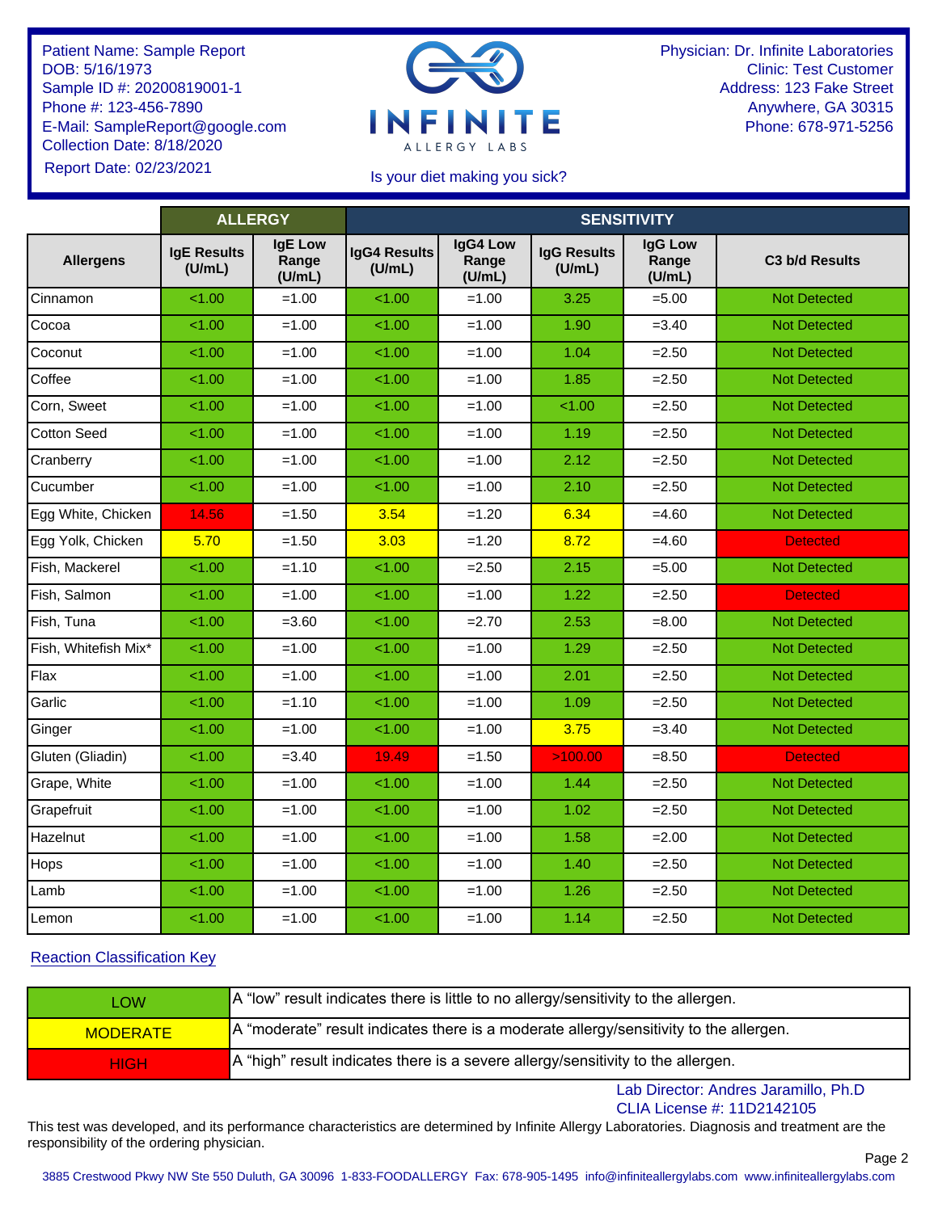Patient Name: Sample Report
DOB: 5/16/1973
Sample ID #: 20200819001-1
Phone #: 123-456-7890
E-Mail: SampleReport@google.com
Collection Date: 8/18/2020
Report Date: 02/23/2021

INFINITE ALLERGY LABS

Is your diet making you sick?

Physician: Dr. Infinite Laboratories
Clinic: Test Customer
Address: 123 Fake Street
Anywhere, GA 30315
Phone: 678-971-5256

| | ALLERGY | | SENSITIVITY | | | | |
|---|---|---|---|---|---|---|---|
| Allergens | IgE Results (U/mL) | IgE Low Range (U/mL) | IgG4 Results (U/mL) | IgG4 Low Range (U/mL) | IgG Results (U/mL) | IgG Low Range (U/mL) | C3 b/d Results |
| Cinnamon | <1.00 | =1.00 | <1.00 | =1.00 | 3.25 | =5.00 | Not Detected |
| Cocoa | <1.00 | =1.00 | <1.00 | =1.00 | 1.90 | =3.40 | Not Detected |
| Coconut | <1.00 | =1.00 | <1.00 | =1.00 | 1.04 | =2.50 | Not Detected |
| Coffee | <1.00 | =1.00 | <1.00 | =1.00 | 1.85 | =2.50 | Not Detected |
| Corn, Sweet | <1.00 | =1.00 | <1.00 | =1.00 | <1.00 | =2.50 | Not Detected |
| Cotton Seed | <1.00 | =1.00 | <1.00 | =1.00 | 1.19 | =2.50 | Not Detected |
| Cranberry | <1.00 | =1.00 | <1.00 | =1.00 | 2.12 | =2.50 | Not Detected |
| Cucumber | <1.00 | =1.00 | <1.00 | =1.00 | 2.10 | =2.50 | Not Detected |
| Egg White, Chicken | 14.56 | =1.50 | 3.54 | =1.20 | 6.34 | =4.60 | Not Detected |
| Egg Yolk, Chicken | 5.70 | =1.50 | 3.03 | =1.20 | 8.72 | =4.60 | Detected |
| Fish, Mackerel | <1.00 | =1.10 | <1.00 | =2.50 | 2.15 | =5.00 | Not Detected |
| Fish, Salmon | <1.00 | =1.00 | <1.00 | =1.00 | 1.22 | =2.50 | Detected |
| Fish, Tuna | <1.00 | =3.60 | <1.00 | =2.70 | 2.53 | =8.00 | Not Detected |
| Fish, Whitefish Mix* | <1.00 | =1.00 | <1.00 | =1.00 | 1.29 | =2.50 | Not Detected |
| Flax | <1.00 | =1.00 | <1.00 | =1.00 | 2.01 | =2.50 | Not Detected |
| Garlic | <1.00 | =1.10 | <1.00 | =1.00 | 1.09 | =2.50 | Not Detected |
| Ginger | <1.00 | =1.00 | <1.00 | =1.00 | 3.75 | =3.40 | Not Detected |
| Gluten (Gliadin) | <1.00 | =3.40 | 19.49 | =1.50 | >100.00 | =8.50 | Detected |
| Grape, White | <1.00 | =1.00 | <1.00 | =1.00 | 1.44 | =2.50 | Not Detected |
| Grapefruit | <1.00 | =1.00 | <1.00 | =1.00 | 1.02 | =2.50 | Not Detected |
| Hazelnut | <1.00 | =1.00 | <1.00 | =1.00 | 1.58 | =2.00 | Not Detected |
| Hops | <1.00 | =1.00 | <1.00 | =1.00 | 1.40 | =2.50 | Not Detected |
| Lamb | <1.00 | =1.00 | <1.00 | =1.00 | 1.26 | =2.50 | Not Detected |
| Lemon | <1.00 | =1.00 | <1.00 | =1.00 | 1.14 | =2.50 | Not Detected |

Reaction Classification Key

| | |
|---|---|
| LOW | A “low” result indicates there is little to no allergy/sensitivity to the allergen. |
| MODERATE | A “moderate” result indicates there is a moderate allergy/sensitivity to the allergen. |
| HIGH | A “high” result indicates there is a severe allergy/sensitivity to the allergen. |

Lab Director: Andres Jaramillo, Ph.D
CLIA License #: 11D2142105

This test was developed, and its performance characteristics are determined by Infinite Allergy Laboratories. Diagnosis and treatment are the responsibility of the ordering physician.

3885 Crestwood Pkwy NW Ste 550 Duluth, GA 30096 1-833-FOODALLERGY Fax: 678-905-1495 info@infiniteallergylabs.com www.infiniteallergylabs.com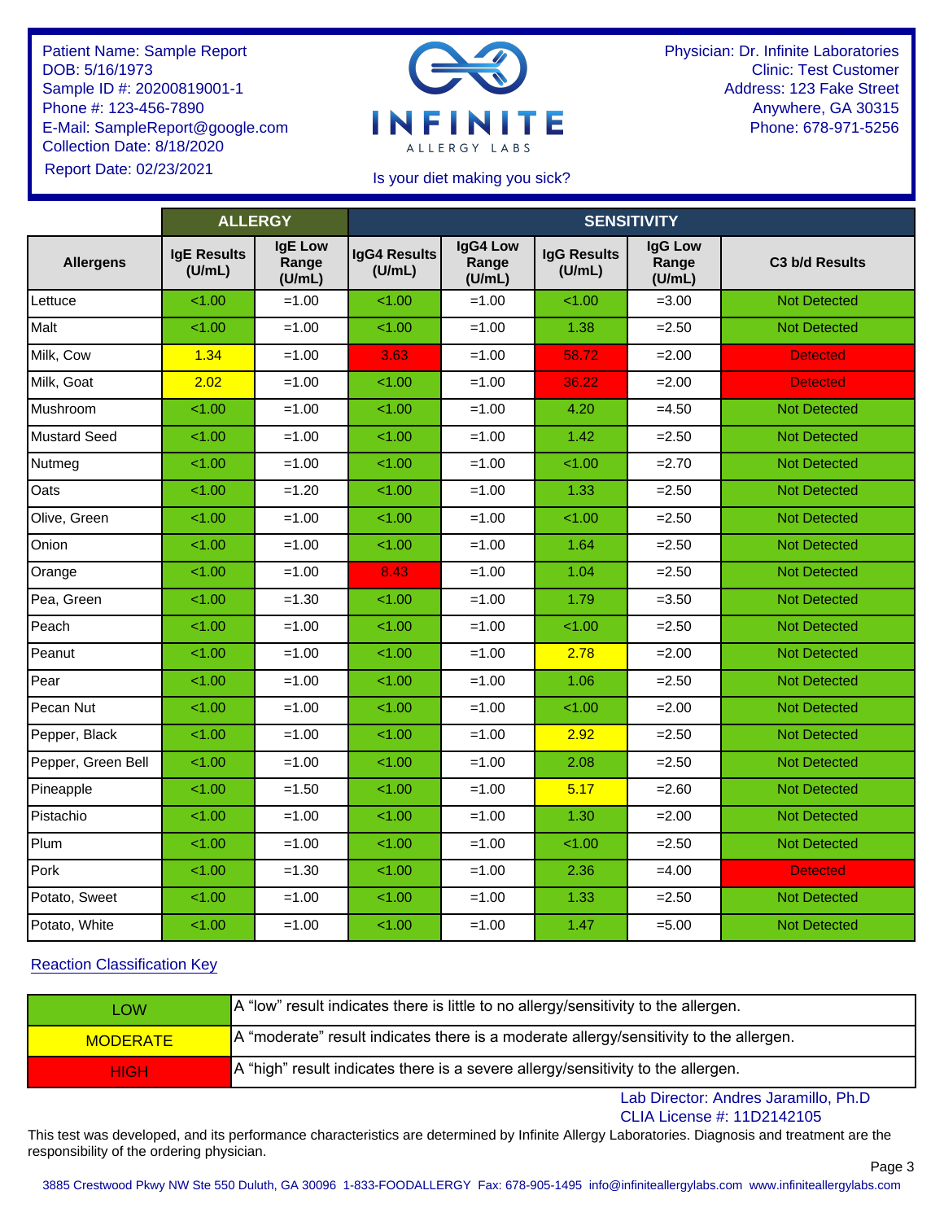Patient Name: Sample Report
DOB: 5/16/1973
Sample ID #: 20200819001-1
Phone #: 123-456-7890
E-Mail: SampleReport@google.com
Collection Date: 8/18/2020
Report Date: 02/23/2021

INFINITE ALLERGY LABS

Is your diet making you sick?

Physician: Dr. Infinite Laboratories
Clinic: Test Customer
Address: 123 Fake Street
Anywhere, GA 30315
Phone: 678-971-5256

| | ALLERGY | | SENSITIVITY | | | | |
|---|---|---|---|---|---|---|---|
| Allergens | IgE Results (U/mL) | IgE Low Range (U/mL) | IgG4 Results (U/mL) | IgG4 Low Range (U/mL) | IgG Results (U/mL) | IgG Low Range (U/mL) | C3 b/d Results |
| Lettuce | <1.00 | =1.00 | <1.00 | =1.00 | <1.00 | =3.00 | Not Detected |
| Malt | <1.00 | =1.00 | <1.00 | =1.00 | 1.38 | =2.50 | Not Detected |
| Milk, Cow | 1.34 | =1.00 | 3.63 | =1.00 | 58.72 | =2.00 | Detected |
| Milk, Goat | 2.02 | =1.00 | <1.00 | =1.00 | 36.22 | =2.00 | Detected |
| Mushroom | <1.00 | =1.00 | <1.00 | =1.00 | 4.20 | =4.50 | Not Detected |
| Mustard Seed | <1.00 | =1.00 | <1.00 | =1.00 | 1.42 | =2.50 | Not Detected |
| Nutmeg | <1.00 | =1.00 | <1.00 | =1.00 | <1.00 | =2.70 | Not Detected |
| Oats | <1.00 | =1.20 | <1.00 | =1.00 | 1.33 | =2.50 | Not Detected |
| Olive, Green | <1.00 | =1.00 | <1.00 | =1.00 | <1.00 | =2.50 | Not Detected |
| Onion | <1.00 | =1.00 | <1.00 | =1.00 | 1.64 | =2.50 | Not Detected |
| Orange | <1.00 | =1.00 | 8.43 | =1.00 | 1.04 | =2.50 | Not Detected |
| Pea, Green | <1.00 | =1.30 | <1.00 | =1.00 | 1.79 | =3.50 | Not Detected |
| Peach | <1.00 | =1.00 | <1.00 | =1.00 | <1.00 | =2.50 | Not Detected |
| Peanut | <1.00 | =1.00 | <1.00 | =1.00 | 2.78 | =2.00 | Not Detected |
| Pear | <1.00 | =1.00 | <1.00 | =1.00 | 1.06 | =2.50 | Not Detected |
| Pecan Nut | <1.00 | =1.00 | <1.00 | =1.00 | <1.00 | =2.00 | Not Detected |
| Pepper, Black | <1.00 | =1.00 | <1.00 | =1.00 | 2.92 | =2.50 | Not Detected |
| Pepper, Green Bell | <1.00 | =1.00 | <1.00 | =1.00 | 2.08 | =2.50 | Not Detected |
| Pineapple | <1.00 | =1.50 | <1.00 | =1.00 | 5.17 | =2.60 | Not Detected |
| Pistachio | <1.00 | =1.00 | <1.00 | =1.00 | 1.30 | =2.00 | Not Detected |
| Plum | <1.00 | =1.00 | <1.00 | =1.00 | <1.00 | =2.50 | Not Detected |
| Pork | <1.00 | =1.30 | <1.00 | =1.00 | 2.36 | =4.00 | Detected |
| Potato, Sweet | <1.00 | =1.00 | <1.00 | =1.00 | 1.33 | =2.50 | Not Detected |
| Potato, White | <1.00 | =1.00 | <1.00 | =1.00 | 1.47 | =5.00 | Not Detected |

Reaction Classification Key

| | |
|---|---|
| LOW | A “low” result indicates there is little to no allergy/sensitivity to the allergen. |
| MODERATE | A “moderate” result indicates there is a moderate allergy/sensitivity to the allergen. |
| HIGH | A “high” result indicates there is a severe allergy/sensitivity to the allergen. |

Lab Director: Andres Jaramillo, Ph.D
CLIA License #: 11D2142105

This test was developed, and its performance characteristics are determined by Infinite Allergy Laboratories. Diagnosis and treatment are the responsibility of the ordering physician.

3885 Crestwood Pkwy NW Ste 550 Duluth, GA 30096 1-833-FOODALLERGY Fax: 678-905-1495 info@infiniteallergylabs.com www.infiniteallergylabs.com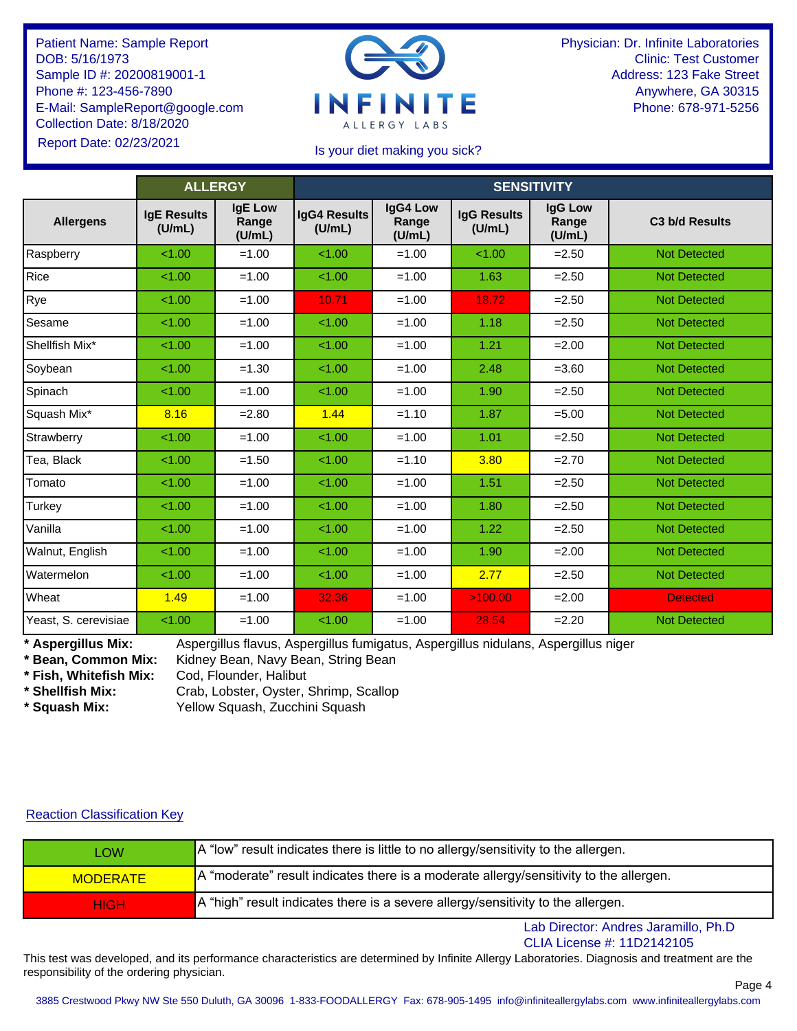Patient Name: Sample Report
DOB: 5/16/1973
Sample ID #: 20200819001-1
Phone #: 123-456-7890
E-Mail: SampleReport@google.com
Collection Date: 8/18/2020
Report Date: 02/23/2021

INFINITE ALLERGY LABS

Is your diet making you sick?

Physician: Dr. Infinite Laboratories
Clinic: Test Customer
Address: 123 Fake Street
Anywhere, GA 30315
Phone: 678-971-5256

| | ALLERGY | | SENSITIVITY | | | | |
|---|---|---|---|---|---|---|---|
| Allergens | IgE Results (U/mL) | IgE Low Range (U/mL) | IgG4 Results (U/mL) | IgG4 Low Range (U/mL) | IgG Results (U/mL) | IgG Low Range (U/mL) | C3 b/d Results |
| Raspberry | <1.00 | =1.00 | <1.00 | =1.00 | <1.00 | =2.50 | Not Detected |
| Rice | <1.00 | =1.00 | <1.00 | =1.00 | 1.63 | =2.50 | Not Detected |
| Rye | <1.00 | =1.00 | 10.71 | =1.00 | 18.72 | =2.50 | Not Detected |
| Sesame | <1.00 | =1.00 | <1.00 | =1.00 | 1.18 | =2.50 | Not Detected |
| Shellfish Mix* | <1.00 | =1.00 | <1.00 | =1.00 | 1.21 | =2.00 | Not Detected |
| Soybean | <1.00 | =1.30 | <1.00 | =1.00 | 2.48 | =3.60 | Not Detected |
| Spinach | <1.00 | =1.00 | <1.00 | =1.00 | 1.90 | =2.50 | Not Detected |
| Squash Mix* | 8.16 | =2.80 | 1.44 | =1.10 | 1.87 | =5.00 | Not Detected |
| Strawberry | <1.00 | =1.00 | <1.00 | =1.00 | 1.01 | =2.50 | Not Detected |
| Tea, Black | <1.00 | =1.50 | <1.00 | =1.10 | 3.80 | =2.70 | Not Detected |
| Tomato | <1.00 | =1.00 | <1.00 | =1.00 | 1.51 | =2.50 | Not Detected |
| Turkey | <1.00 | =1.00 | <1.00 | =1.00 | 1.80 | =2.50 | Not Detected |
| Vanilla | <1.00 | =1.00 | <1.00 | =1.00 | 1.22 | =2.50 | Not Detected |
| Walnut, English | <1.00 | =1.00 | <1.00 | =1.00 | 1.90 | =2.00 | Not Detected |
| Watermelon | <1.00 | =1.00 | <1.00 | =1.00 | 2.77 | =2.50 | Not Detected |
| Wheat | 1.49 | =1.00 | 32.36 | =1.00 | >100.00 | =2.00 | Detected |
| Yeast, S. cerevisiae | <1.00 | =1.00 | <1.00 | =1.00 | 28.54 | =2.20 | Not Detected |

**\* Aspergillus Mix:** Aspergillus flavus, Aspergillus fumigatus, Aspergillus nidulans, Aspergillus niger
**\* Bean, Common Mix:** Kidney Bean, Navy Bean, String Bean
**\* Fish, Whitefish Mix:** Cod, Flounder, Halibut
**\* Shellfish Mix:** Crab, Lobster, Oyster, Shrimp, Scallop
**\* Squash Mix:** Yellow Squash, Zucchini Squash

Reaction Classification Key

| | |
|---|---|
| LOW | A “low” result indicates there is little to no allergy/sensitivity to the allergen. |
| MODERATE | A “moderate” result indicates there is a moderate allergy/sensitivity to the allergen. |
| HIGH | A “high” result indicates there is a severe allergy/sensitivity to the allergen. |

Lab Director: Andres Jaramillo, Ph.D
CLIA License #: 11D2142105

This test was developed, and its performance characteristics are determined by Infinite Allergy Laboratories. Diagnosis and treatment are the responsibility of the ordering physician.

3885 Crestwood Pkwy NW Ste 550 Duluth, GA 30096 1-833-FOODALLERGY Fax: 678-905-1495 info@infiniteallergylabs.com www.infiniteallergylabs.com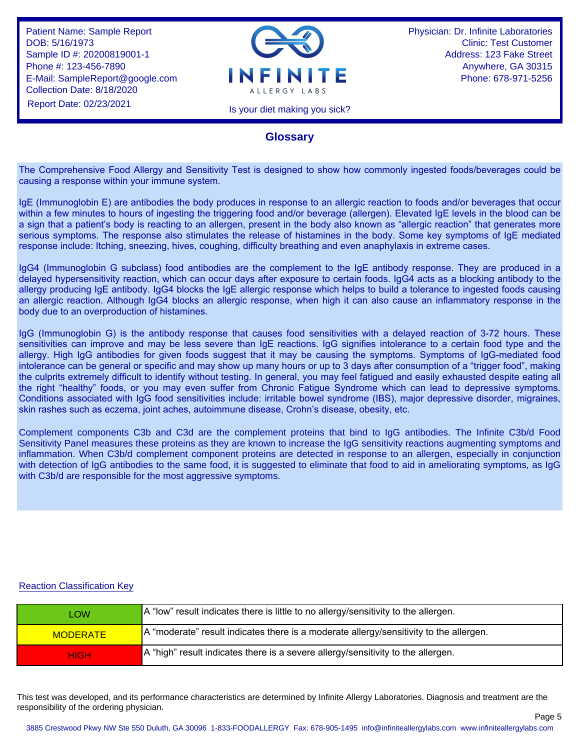Patient Name: Sample Report
DOB: 5/16/1973
Sample ID #: 20200819001-1
Phone #: 123-456-7890
E-Mail: SampleReport@google.com
Collection Date: 8/18/2020
Report Date: 02/23/2021

INFINITE ALLERGY LABS

Is your diet making you sick?

Physician: Dr. Infinite Laboratories
Clinic: Test Customer
Address: 123 Fake Street
Anywhere, GA 30315
Phone: 678-971-5256

## Glossary

The Comprehensive Food Allergy and Sensitivity Test is designed to show how commonly ingested foods/beverages could be causing a response within your immune system.

IgE (Immunoglobin E) are antibodies the body produces in response to an allergic reaction to foods and/or beverages that occur within a few minutes to hours of ingesting the triggering food and/or beverage (allergen). Elevated IgE levels in the blood can be a sign that a patient's body is reacting to an allergen, present in the body also known as "allergic reaction" that generates more serious symptoms. The response also stimulates the release of histamines in the body. Some key symptoms of IgE mediated response include: Itching, sneezing, hives, coughing, difficulty breathing and even anaphylaxis in extreme cases.

IgG4 (Immunoglobin G subclass) food antibodies are the complement to the IgE antibody response. They are produced in a delayed hypersensitivity reaction, which can occur days after exposure to certain foods. IgG4 acts as a blocking antibody to the allergy producing IgE antibody. IgG4 blocks the IgE allergic response which helps to build a tolerance to ingested foods causing an allergic reaction. Although IgG4 blocks an allergic response, when high it can also cause an inflammatory response in the body due to an overproduction of histamines.

IgG (Immunoglobin G) is the antibody response that causes food sensitivities with a delayed reaction of 3-72 hours. These sensitivities can improve and may be less severe than IgE reactions. IgG signifies intolerance to a certain food type and the allergy. High IgG antibodies for given foods suggest that it may be causing the symptoms. Symptoms of IgG-mediated food intolerance can be general or specific and may show up many hours or up to 3 days after consumption of a "trigger food", making the culprits extremely difficult to identify without testing. In general, you may feel fatigued and easily exhausted despite eating all the right "healthy" foods, or you may even suffer from Chronic Fatigue Syndrome which can lead to depressive symptoms. Conditions associated with IgG food sensitivities include: irritable bowel syndrome (IBS), major depressive disorder, migraines, skin rashes such as eczema, joint aches, autoimmune disease, Crohn's disease, obesity, etc.

Complement components C3b and C3d are the complement proteins that bind to IgG antibodies. The Infinite C3b/d Food Sensitivity Panel measures these proteins as they are known to increase the IgG sensitivity reactions augmenting symptoms and inflammation. When C3b/d complement component proteins are detected in response to an allergen, especially in conjunction with detection of IgG antibodies to the same food, it is suggested to eliminate that food to aid in ameliorating symptoms, as IgG with C3b/d are responsible for the most aggressive symptoms.

Reaction Classification Key

| | |
|---|---|
| LOW | A "low" result indicates there is little to no allergy/sensitivity to the allergen. |
| MODERATE | A "moderate" result indicates there is a moderate allergy/sensitivity to the allergen. |
| HIGH | A "high" result indicates there is a severe allergy/sensitivity to the allergen. |

This test was developed, and its performance characteristics are determined by Infinite Allergy Laboratories. Diagnosis and treatment are the responsibility of the ordering physician.

3885 Crestwood Pkwy NW Ste 550 Duluth, GA 30096 1-833-FOODALLERGY Fax: 678-905-1495 info@infiniteallergylabs.com www.infiniteallergylabs.com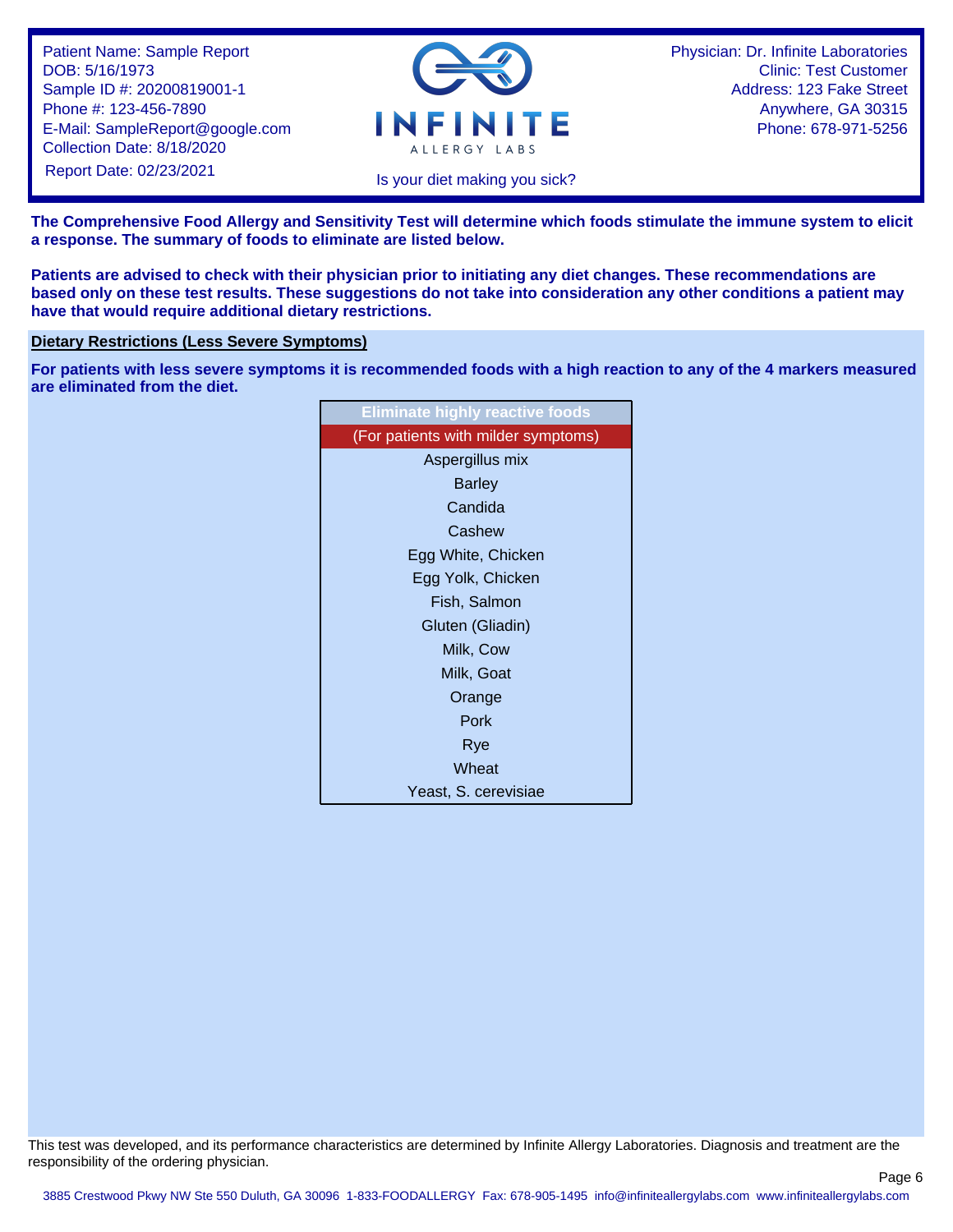Patient Name: Sample Report
DOB: 5/16/1973
Sample ID #: 20200819001-1
Phone #: 123-456-7890
E-Mail: SampleReport@google.com
Collection Date: 8/18/2020
Report Date: 02/23/2021

INFINITE ALLERGY LABS

Is your diet making you sick?

Physician: Dr. Infinite Laboratories
Clinic: Test Customer
Address: 123 Fake Street
Anywhere, GA 30315
Phone: 678-971-5256

**The Comprehensive Food Allergy and Sensitivity Test will determine which foods stimulate the immune system to elicit a response. The summary of foods to eliminate are listed below.**

**Patients are advised to check with their physician prior to initiating any diet changes. These recommendations are based only on these test results. These suggestions do not take into consideration any other conditions a patient may have that would require additional dietary restrictions.**

## Dietary Restrictions (Less Severe Symptoms)

**For patients with less severe symptoms it is recommended foods with a high reaction to any of the 4 markers measured are eliminated from the diet.**

| Eliminate highly reactive foods |
|---|
| (For patients with milder symptoms) |
| Aspergillus mix |
| Barley |
| Candida |
| Cashew |
| Egg White, Chicken |
| Egg Yolk, Chicken |
| Fish, Salmon |
| Gluten (Gliadin) |
| Milk, Cow |
| Milk, Goat |
| Orange |
| Pork |
| Rye |
| Wheat |
| Yeast, S. cerevisiae |

This test was developed, and its performance characteristics are determined by Infinite Allergy Laboratories. Diagnosis and treatment are the responsibility of the ordering physician.

3885 Crestwood Pkwy NW Ste 550 Duluth, GA 30096 1-833-FOODALLERGY Fax: 678-905-1495 info@infiniteallergylabs.com www.infiniteallergylabs.com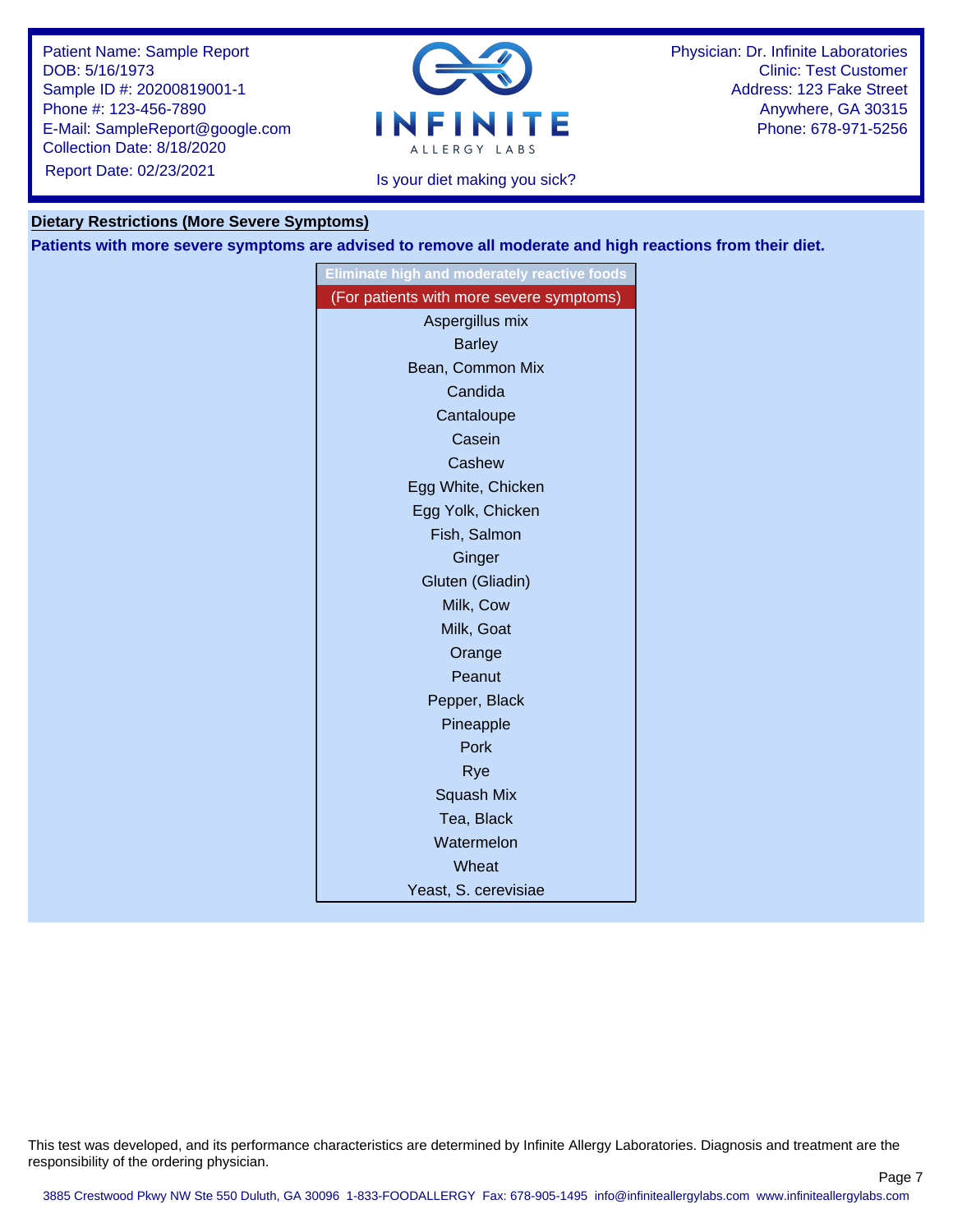Patient Name: Sample Report
DOB: 5/16/1973
Sample ID #: 20200819001-1
Phone #: 123-456-7890
E-Mail: SampleReport@google.com
Collection Date: 8/18/2020
Report Date: 02/23/2021

INFINITE ALLERGY LABS

Is your diet making you sick?

Physician: Dr. Infinite Laboratories
Clinic: Test Customer
Address: 123 Fake Street
Anywhere, GA 30315
Phone: 678-971-5256

**Dietary Restrictions (More Severe Symptoms)**

**Patients with more severe symptoms are advised to remove all moderate and high reactions from their diet.**

| Eliminate high and moderately reactive foods |
|---|
| (For patients with more severe symptoms) |
| Aspergillus mix |
| Barley |
| Bean, Common Mix |
| Candida |
| Cantaloupe |
| Casein |
| Cashew |
| Egg White, Chicken |
| Egg Yolk, Chicken |
| Fish, Salmon |
| Ginger |
| Gluten (Gliadin) |
| Milk, Cow |
| Milk, Goat |
| Orange |
| Peanut |
| Pepper, Black |
| Pineapple |
| Pork |
| Rye |
| Squash Mix |
| Tea, Black |
| Watermelon |
| Wheat |
| Yeast, S. cerevisiae |

This test was developed, and its performance characteristics are determined by Infinite Allergy Laboratories. Diagnosis and treatment are the responsibility of the ordering physician.

3885 Crestwood Pkwy NW Ste 550 Duluth, GA 30096 1-833-FOODALLERGY Fax: 678-905-1495 info@infiniteallergylabs.com www.infiniteallergylabs.com